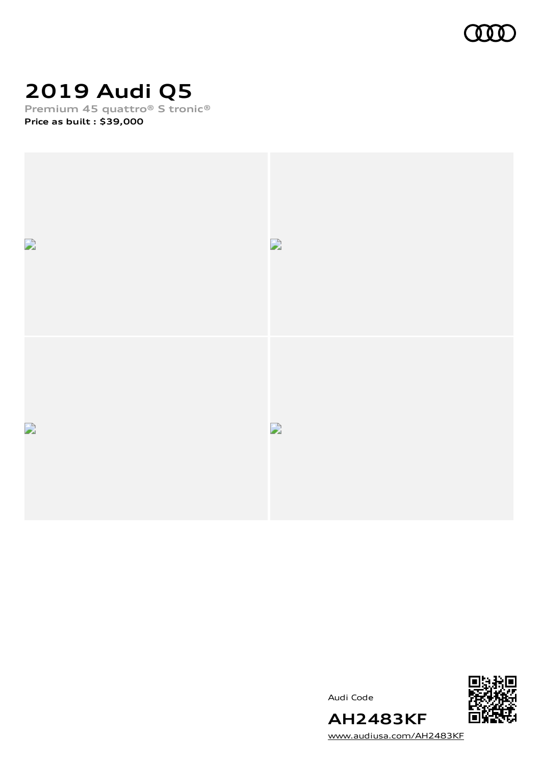# 2019 Audi Q5

**Premium 45 quattro® S tronic®**

**Price as built : $39,000**

Audi Code

**AH2483KF**

www.audiusa.com/AH2483KF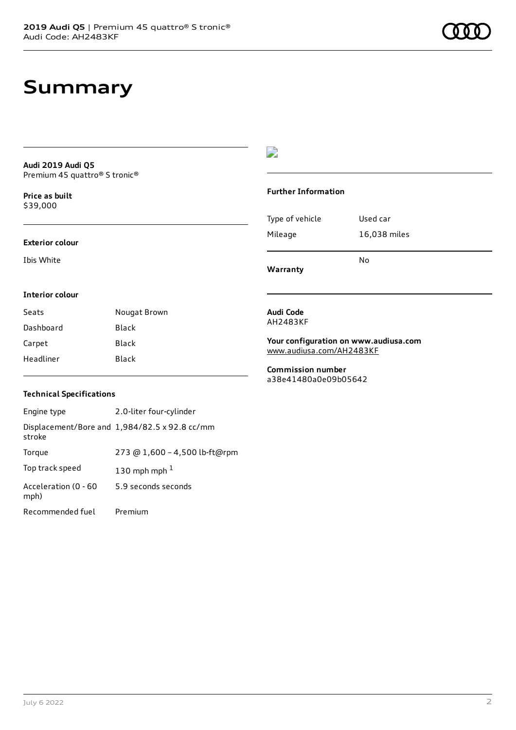# Summary

**Audi 2019 Audi Q5**
Premium 45 quattro® S tronic®

**Price as built**
$39,000

### Exterior colour

Ibis White

### Interior colour

| Seats | Nougat Brown |
|---|---|
| Dashboard | Black |
| Carpet | Black |
| Headliner | Black |

### Technical Specifications

| Engine type | 2.0-liter four-cylinder |
|---|---|
| Displacement/Bore and stroke | 1,984/82.5 x 92.8 cc/mm |
| Torque | 273 @ 1,600 – 4,500 lb-ft@rpm |
| Top track speed | 130 mph mph [1] |
| Acceleration (0 - 60 mph) | 5.9 seconds seconds |
| Recommended fuel | Premium |

### Further Information

| Type of vehicle | Used car |
|---|---|
| Mileage | 16,038 miles |
| **Warranty** | No |

**Audi Code**
AH2483KF

**Your configuration on www.audiusa.com**
www.audiusa.com/AH2483KF

**Commission number**
a38e41480a0e09b05642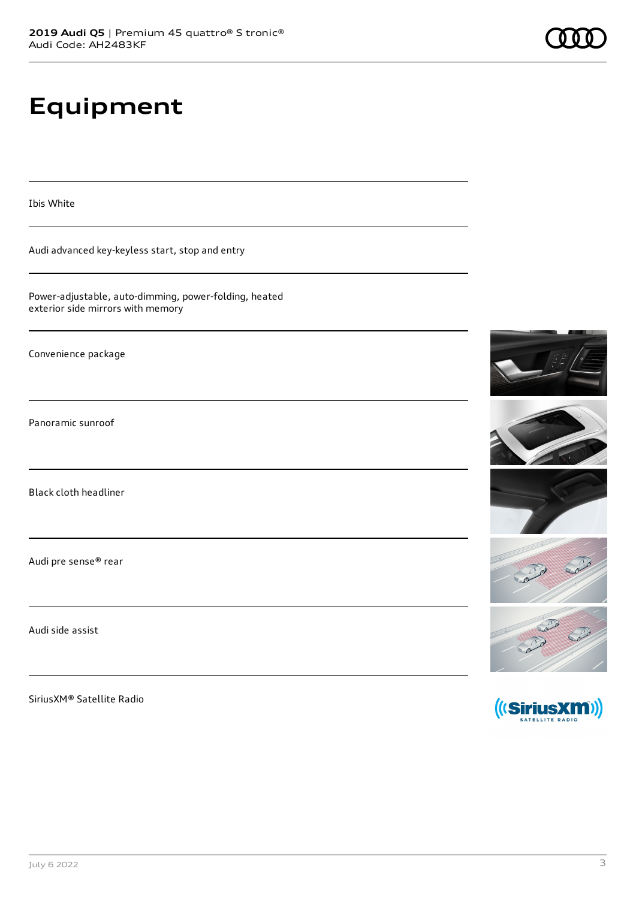# Equipment

Ibis White

Audi advanced key-keyless start, stop and entry

Power-adjustable, auto-dimming, power-folding, heated exterior side mirrors with memory

Convenience package

Panoramic sunroof

Black cloth headliner

Audi pre sense® rear

Audi side assist

SiriusXM® Satellite Radio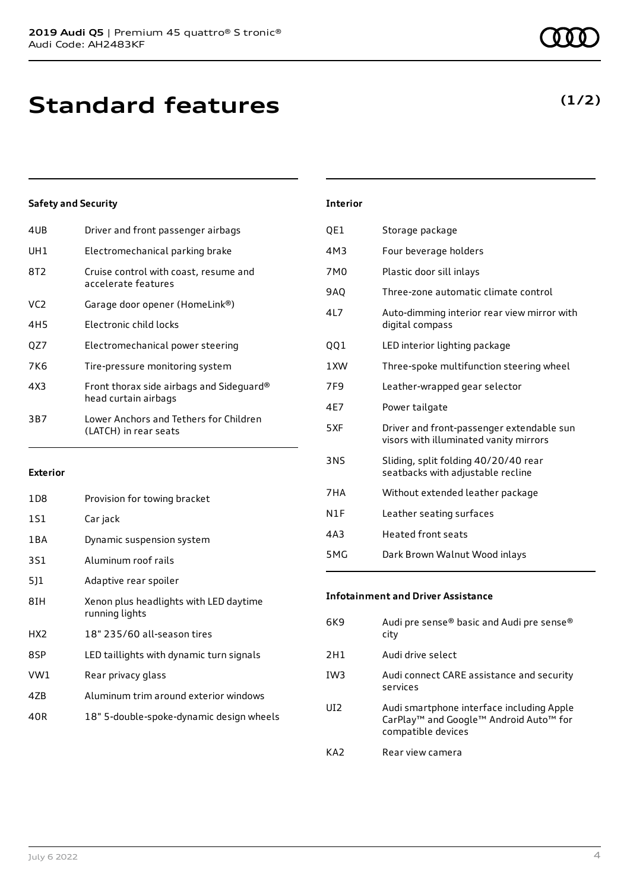# Standard features

**(1/2)**

### Safety and Security

| | |
|---|---|
| 4UB | Driver and front passenger airbags |
| UH1 | Electromechanical parking brake |
| 8T2 | Cruise control with coast, resume and accelerate features |
| VC2 | Garage door opener (HomeLink®) |
| 4H5 | Electronic child locks |
| QZ7 | Electromechanical power steering |
| 7K6 | Tire-pressure monitoring system |
| 4X3 | Front thorax side airbags and Sideguard® head curtain airbags |
| 3B7 | Lower Anchors and Tethers for Children (LATCH) in rear seats |

### Exterior

| | |
|---|---|
| 1D8 | Provision for towing bracket |
| 1S1 | Car jack |
| 1BA | Dynamic suspension system |
| 3S1 | Aluminum roof rails |
| 5J1 | Adaptive rear spoiler |
| 8IH | Xenon plus headlights with LED daytime running lights |
| HX2 | 18" 235/60 all-season tires |
| 8SP | LED taillights with dynamic turn signals |
| VW1 | Rear privacy glass |
| 4ZB | Aluminum trim around exterior windows |
| 40R | 18" 5-double-spoke-dynamic design wheels |

### Interior

| | |
|---|---|
| QE1 | Storage package |
| 4M3 | Four beverage holders |
| 7M0 | Plastic door sill inlays |
| 9AQ | Three-zone automatic climate control |
| 4L7 | Auto-dimming interior rear view mirror with digital compass |
| QQ1 | LED interior lighting package |
| 1XW | Three-spoke multifunction steering wheel |
| 7F9 | Leather-wrapped gear selector |
| 4E7 | Power tailgate |
| 5XF | Driver and front-passenger extendable sun visors with illuminated vanity mirrors |
| 3NS | Sliding, split folding 40/20/40 rear seatbacks with adjustable recline |
| 7HA | Without extended leather package |
| N1F | Leather seating surfaces |
| 4A3 | Heated front seats |
| 5MG | Dark Brown Walnut Wood inlays |

### Infotainment and Driver Assistance

| | |
|---|---|
| 6K9 | Audi pre sense® basic and Audi pre sense® city |
| 2H1 | Audi drive select |
| IW3 | Audi connect CARE assistance and security services |
| UI2 | Audi smartphone interface including Apple CarPlay™ and Google™ Android Auto™ for compatible devices |
| KA2 | Rear view camera |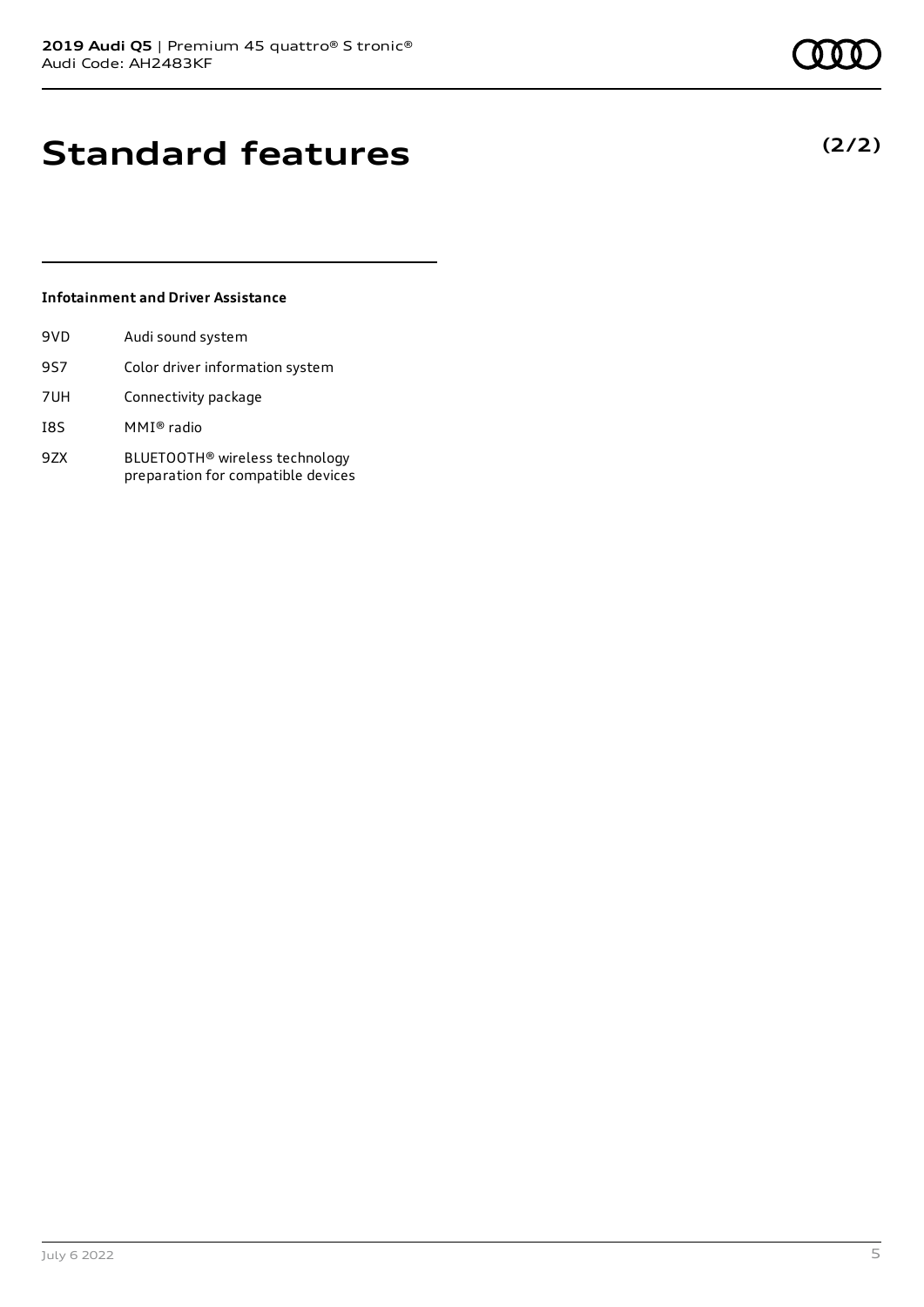# Standard features

**(2/2)**

### Infotainment and Driver Assistance

| | |
|---|---|
| 9VD | Audi sound system |
| 9S7 | Color driver information system |
| 7UH | Connectivity package |
| I8S | MMI® radio |
| 9ZX | BLUETOOTH® wireless technology preparation for compatible devices |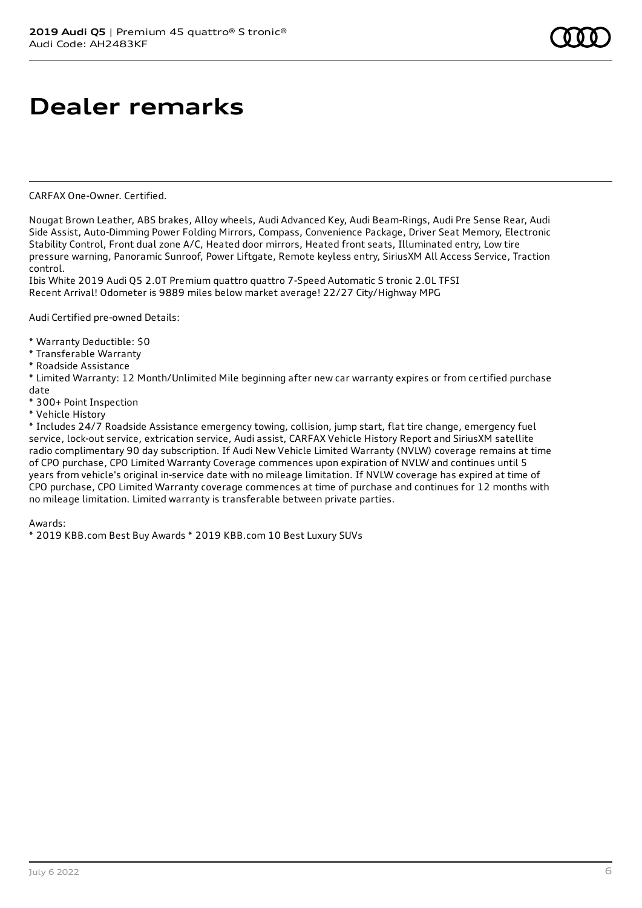# Dealer remarks

CARFAX One-Owner. Certified.

Nougat Brown Leather, ABS brakes, Alloy wheels, Audi Advanced Key, Audi Beam-Rings, Audi Pre Sense Rear, Audi Side Assist, Auto-Dimming Power Folding Mirrors, Compass, Convenience Package, Driver Seat Memory, Electronic Stability Control, Front dual zone A/C, Heated door mirrors, Heated front seats, Illuminated entry, Low tire pressure warning, Panoramic Sunroof, Power Liftgate, Remote keyless entry, SiriusXM All Access Service, Traction control.
Ibis White 2019 Audi Q5 2.0T Premium quattro quattro 7-Speed Automatic S tronic 2.0L TFSI
Recent Arrival! Odometer is 9889 miles below market average! 22/27 City/Highway MPG

Audi Certified pre-owned Details:

* Warranty Deductible: $0
* Transferable Warranty
* Roadside Assistance
* Limited Warranty: 12 Month/Unlimited Mile beginning after new car warranty expires or from certified purchase date
* 300+ Point Inspection
* Vehicle History
* Includes 24/7 Roadside Assistance emergency towing, collision, jump start, flat tire change, emergency fuel service, lock-out service, extrication service, Audi assist, CARFAX Vehicle History Report and SiriusXM satellite radio complimentary 90 day subscription. If Audi New Vehicle Limited Warranty (NVLW) coverage remains at time of CPO purchase, CPO Limited Warranty Coverage commences upon expiration of NVLW and continues until 5 years from vehicle's original in-service date with no mileage limitation. If NVLW coverage has expired at time of CPO purchase, CPO Limited Warranty coverage commences at time of purchase and continues for 12 months with no mileage limitation. Limited warranty is transferable between private parties.

Awards:
* 2019 KBB.com Best Buy Awards * 2019 KBB.com 10 Best Luxury SUVs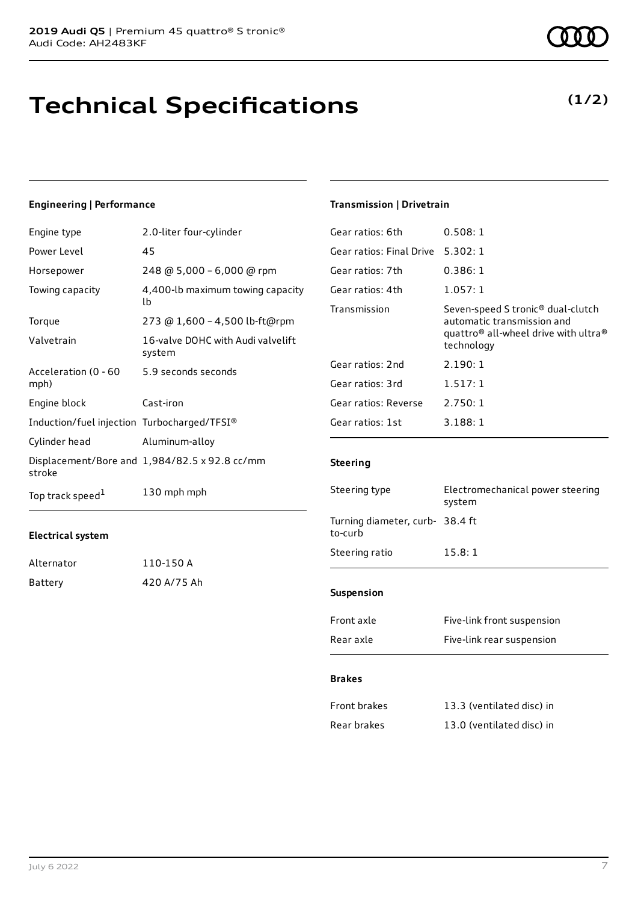# Technical Specifications

**(1/2)**

### Engineering | Performance

| | |
|---|---|
| Engine type | 2.0-liter four-cylinder |
| Power Level | 45 |
| Horsepower | 248 @ 5,000 – 6,000 @ rpm |
| Towing capacity | 4,400-lb maximum towing capacity lb |
| Torque | 273 @ 1,600 – 4,500 lb-ft@rpm |
| Valvetrain | 16-valve DOHC with Audi valvelift system |
| Acceleration (0 - 60 mph) | 5.9 seconds seconds |
| Engine block | Cast-iron |
| Induction/fuel injection | Turbocharged/TFSI® |
| Cylinder head | Aluminum-alloy |
| Displacement/Bore and stroke | 1,984/82.5 x 92.8 cc/mm |
| Top track speed[1] | 130 mph mph |

### Electrical system

| | |
|---|---|
| Alternator | 110-150 A |
| Battery | 420 A/75 Ah |

### Transmission | Drivetrain

| | |
|---|---|
| Gear ratios: 6th | 0.508: 1 |
| Gear ratios: Final Drive | 5.302: 1 |
| Gear ratios: 7th | 0.386: 1 |
| Gear ratios: 4th | 1.057: 1 |
| Transmission | Seven-speed S tronic® dual-clutch automatic transmission and quattro® all-wheel drive with ultra® technology |
| Gear ratios: 2nd | 2.190: 1 |
| Gear ratios: 3rd | 1.517: 1 |
| Gear ratios: Reverse | 2.750: 1 |
| Gear ratios: 1st | 3.188: 1 |

### Steering

| | |
|---|---|
| Steering type | Electromechanical power steering system |
| Turning diameter, curb-to-curb | 38.4 ft |
| Steering ratio | 15.8: 1 |

### Suspension

| | |
|---|---|
| Front axle | Five-link front suspension |
| Rear axle | Five-link rear suspension |

### Brakes

| | |
|---|---|
| Front brakes | 13.3 (ventilated disc) in |
| Rear brakes | 13.0 (ventilated disc) in |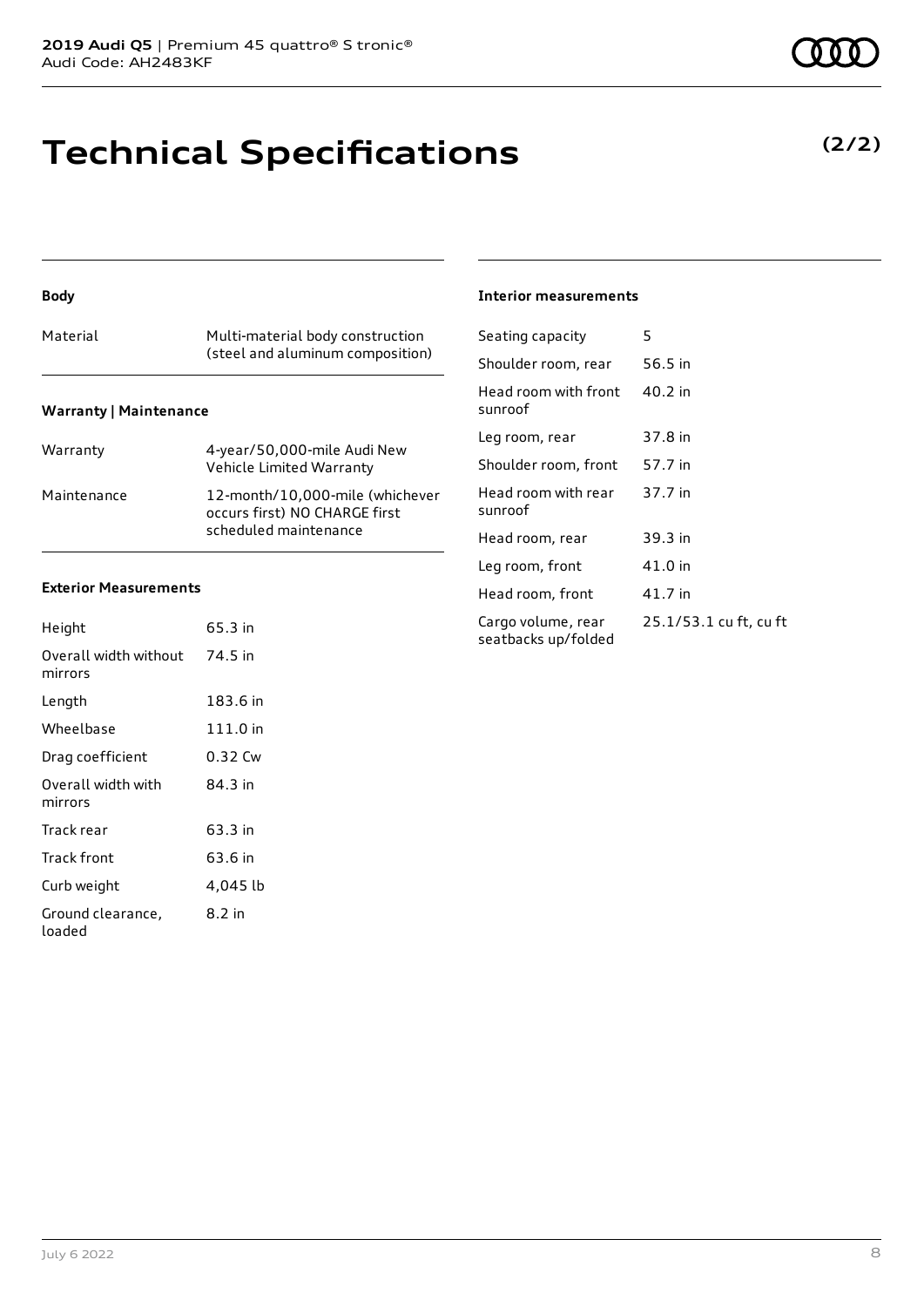# Technical Specifications

**(2/2)**

### Body

| | |
|---|---|
| Material | Multi-material body construction (steel and aluminum composition) |

### Warranty | Maintenance

| | |
|---|---|
| Warranty | 4-year/50,000-mile Audi New Vehicle Limited Warranty |
| Maintenance | 12-month/10,000-mile (whichever occurs first) NO CHARGE first scheduled maintenance |

### Exterior Measurements

| | |
|---|---|
| Height | 65.3 in |
| Overall width without mirrors | 74.5 in |
| Length | 183.6 in |
| Wheelbase | 111.0 in |
| Drag coefficient | 0.32 Cw |
| Overall width with mirrors | 84.3 in |
| Track rear | 63.3 in |
| Track front | 63.6 in |
| Curb weight | 4,045 lb |
| Ground clearance, loaded | 8.2 in |

### Interior measurements

| | |
|---|---|
| Seating capacity | 5 |
| Shoulder room, rear | 56.5 in |
| Head room with front sunroof | 40.2 in |
| Leg room, rear | 37.8 in |
| Shoulder room, front | 57.7 in |
| Head room with rear sunroof | 37.7 in |
| Head room, rear | 39.3 in |
| Leg room, front | 41.0 in |
| Head room, front | 41.7 in |
| Cargo volume, rear seatbacks up/folded | 25.1/53.1 cu ft, cu ft |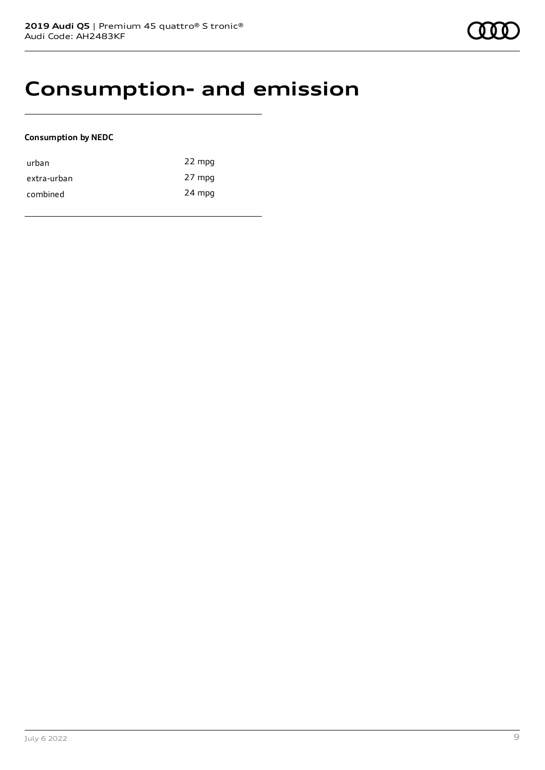# Consumption- and emission

**Consumption by NEDC**

| | |
|---|---|
| urban | 22 mpg |
| extra-urban | 27 mpg |
| combined | 24 mpg |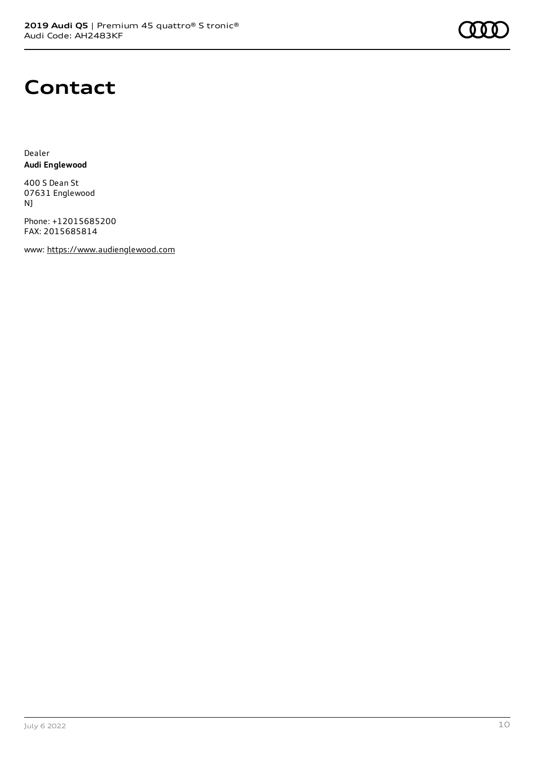# Contact

Dealer
**Audi Englewood**

400 S Dean St
07631 Englewood
NJ

Phone: +12015685200
FAX: 2015685814

www: https://www.audienglewood.com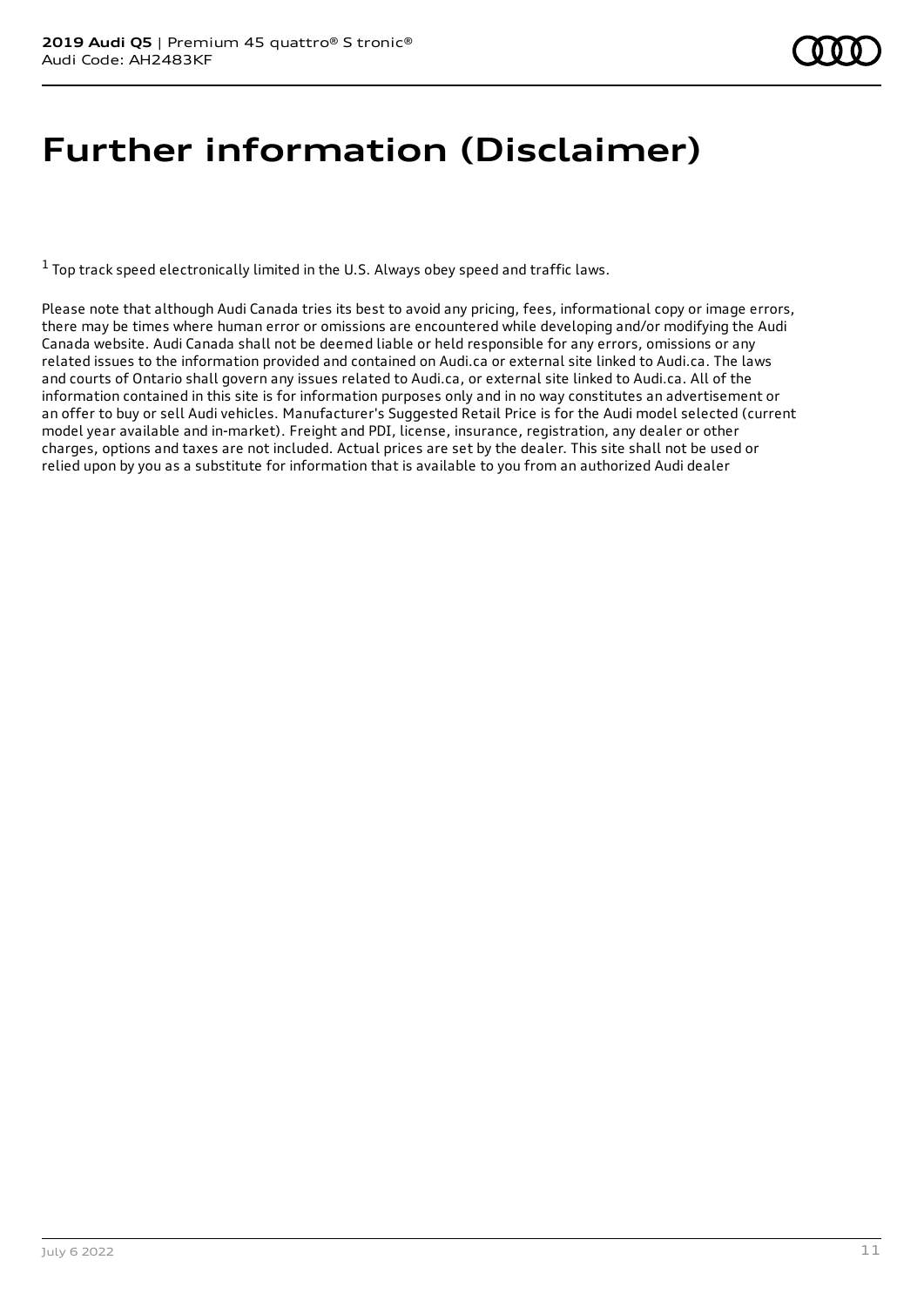# Further information (Disclaimer)

[1] Top track speed electronically limited in the U.S. Always obey speed and traffic laws.

Please note that although Audi Canada tries its best to avoid any pricing, fees, informational copy or image errors, there may be times where human error or omissions are encountered while developing and/or modifying the Audi Canada website. Audi Canada shall not be deemed liable or held responsible for any errors, omissions or any related issues to the information provided and contained on Audi.ca or external site linked to Audi.ca. The laws and courts of Ontario shall govern any issues related to Audi.ca, or external site linked to Audi.ca. All of the information contained in this site is for information purposes only and in no way constitutes an advertisement or an offer to buy or sell Audi vehicles. Manufacturer's Suggested Retail Price is for the Audi model selected (current model year available and in-market). Freight and PDI, license, insurance, registration, any dealer or other charges, options and taxes are not included. Actual prices are set by the dealer. This site shall not be used or relied upon by you as a substitute for information that is available to you from an authorized Audi dealer